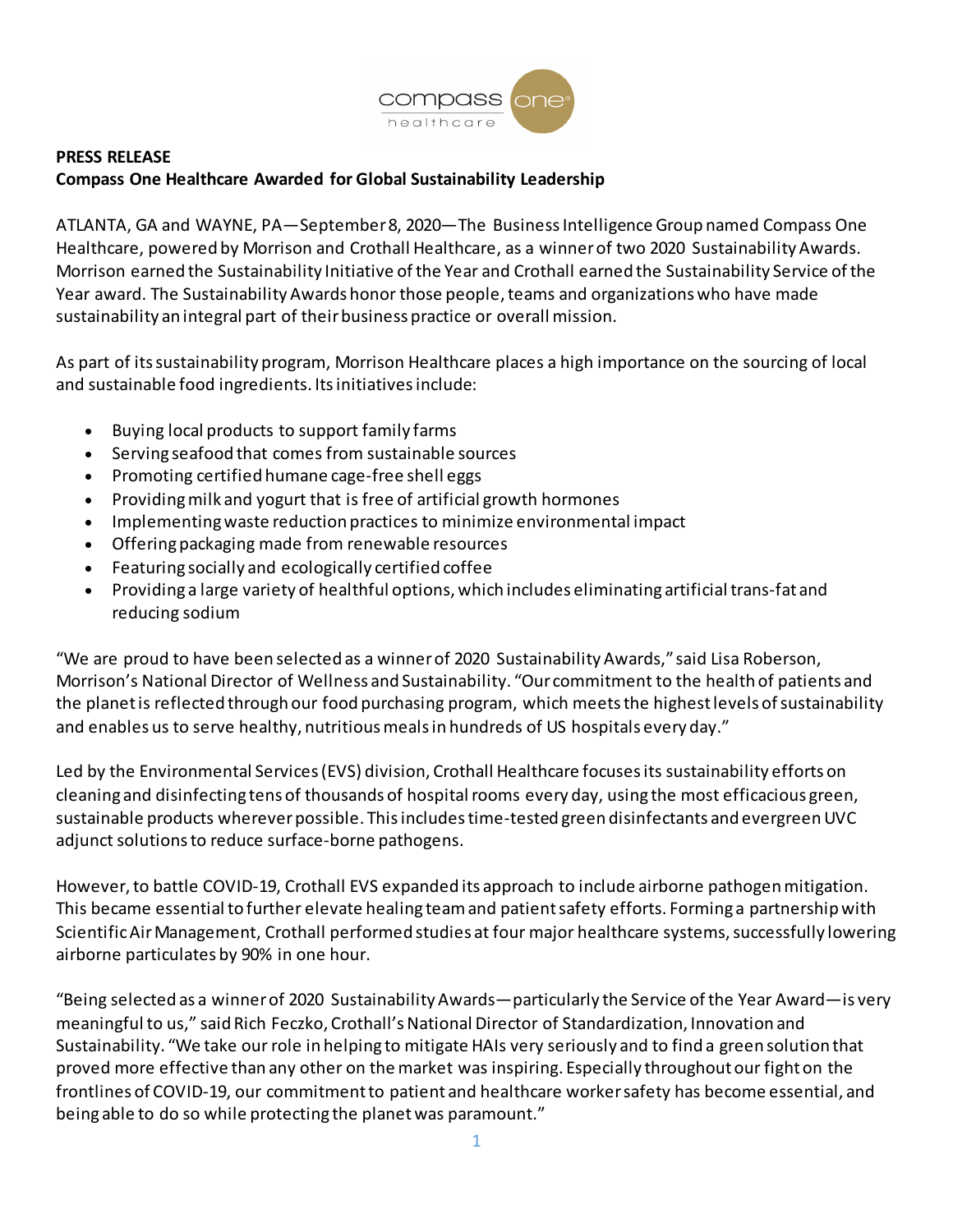**PRESS RELEASE**

**Compass One Healthcare Awarded for Global Sustainability Leadership**

ATLANTA, GA and WAYNE, PA—September 8, 2020—The Business Intelligence Group named Compass One Healthcare, powered by Morrison and Crothall Healthcare, as a winner of two 2020 Sustainability Awards. Morrison earned the Sustainability Initiative of the Year and Crothall earned the Sustainability Service of the Year award. The Sustainability Awards honor those people, teams and organizations who have made sustainability an integral part of their business practice or overall mission.

As part of its sustainability program, Morrison Healthcare places a high importance on the sourcing of local and sustainable food ingredients. Its initiatives include:

- Buying local products to support family farms
- Serving seafood that comes from sustainable sources
- Promoting certified humane cage-free shell eggs
- Providing milk and yogurt that is free of artificial growth hormones
- Implementing waste reduction practices to minimize environmental impact
- Offering packaging made from renewable resources
- Featuring socially and ecologically certified coffee
- Providing a large variety of healthful options, which includes eliminating artificial trans-fat and reducing sodium

"We are proud to have been selected as a winner of 2020 Sustainability Awards," said Lisa Roberson, Morrison's National Director of Wellness and Sustainability. "Our commitment to the health of patients and the planet is reflected through our food purchasing program, which meets the highest levels of sustainability and enables us to serve healthy, nutritious meals in hundreds of US hospitals every day."

Led by the Environmental Services (EVS) division, Crothall Healthcare focuses its sustainability efforts on cleaning and disinfecting tens of thousands of hospital rooms every day, using the most efficacious green, sustainable products wherever possible. This includes time-tested green disinfectants and evergreen UVC adjunct solutions to reduce surface-borne pathogens.

However, to battle COVID-19, Crothall EVS expanded its approach to include airborne pathogen mitigation. This became essential to further elevate healing team and patient safety efforts. Forming a partnership with Scientific Air Management, Crothall performed studies at four major healthcare systems, successfully lowering airborne particulates by 90% in one hour.

"Being selected as a winner of 2020 Sustainability Awards—particularly the Service of the Year Award—is very meaningful to us," said Rich Feczko, Crothall's National Director of Standardization, Innovation and Sustainability. "We take our role in helping to mitigate HAIs very seriously and to find a green solution that proved more effective than any other on the market was inspiring. Especially throughout our fight on the frontlines of COVID-19, our commitment to patient and healthcare worker safety has become essential, and being able to do so while protecting the planet was paramount."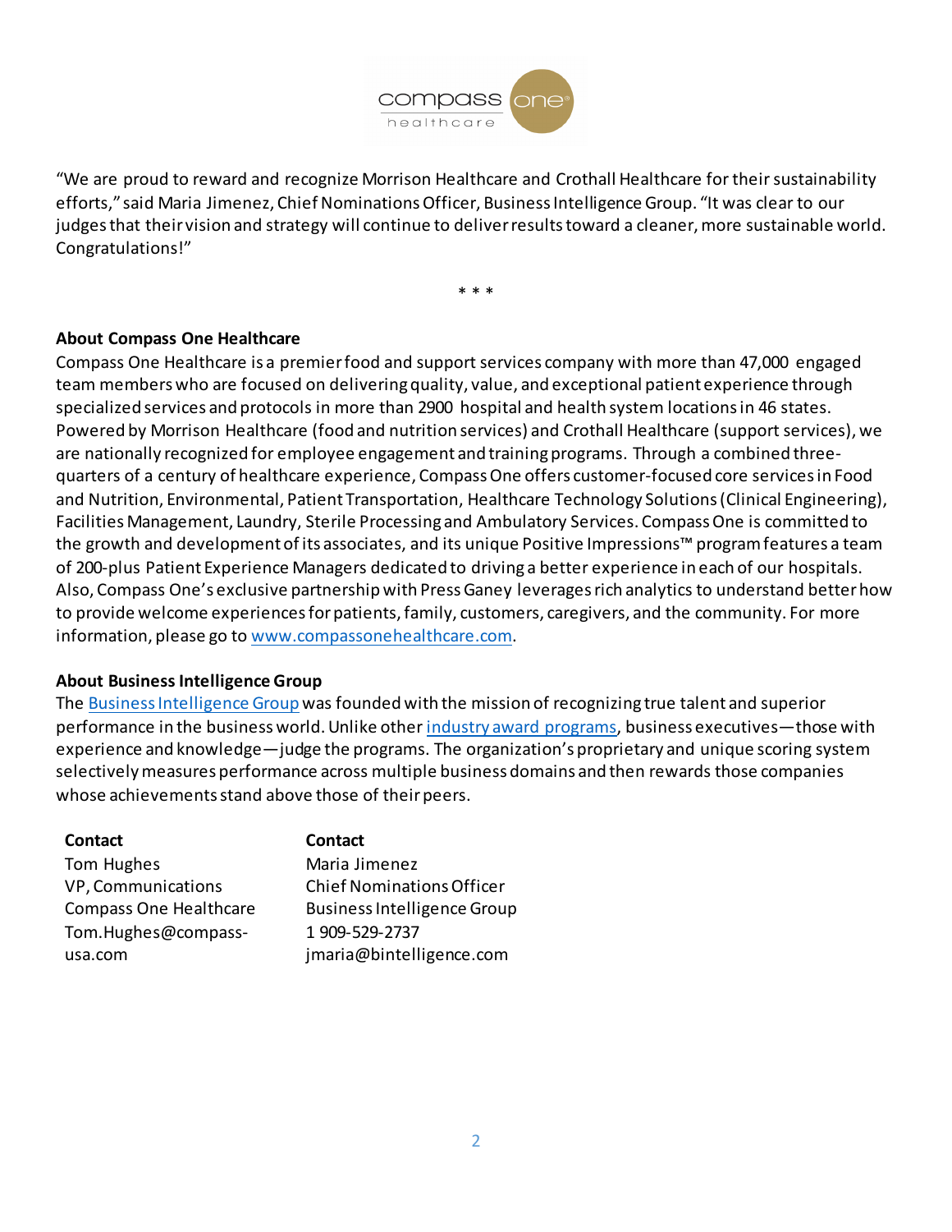"We are proud to reward and recognize Morrison Healthcare and Crothall Healthcare for their sustainability efforts," said Maria Jimenez, Chief Nominations Officer, Business Intelligence Group. "It was clear to our judges that their vision and strategy will continue to deliver results toward a cleaner, more sustainable world. Congratulations!"

\* \* \*

**About Compass One Healthcare**

Compass One Healthcare is a premier food and support services company with more than 47,000 engaged team members who are focused on delivering quality, value, and exceptional patient experience through specialized services and protocols in more than 2900 hospital and health system locations in 46 states. Powered by Morrison Healthcare (food and nutrition services) and Crothall Healthcare (support services), we are nationally recognized for employee engagement and training programs. Through a combined three-quarters of a century of healthcare experience, Compass One offers customer-focused core services in Food and Nutrition, Environmental, Patient Transportation, Healthcare Technology Solutions (Clinical Engineering), Facilities Management, Laundry, Sterile Processing and Ambulatory Services. Compass One is committed to the growth and development of its associates, and its unique Positive Impressions™ program features a team of 200-plus Patient Experience Managers dedicated to driving a better experience in each of our hospitals. Also, Compass One's exclusive partnership with Press Ganey leverages rich analytics to understand better how to provide welcome experiences for patients, family, customers, caregivers, and the community. For more information, please go to www.compassonehealthcare.com.

**About Business Intelligence Group**

The Business Intelligence Group was founded with the mission of recognizing true talent and superior performance in the business world. Unlike other industry award programs, business executives—those with experience and knowledge—judge the programs. The organization's proprietary and unique scoring system selectively measures performance across multiple business domains and then rewards those companies whose achievements stand above those of their peers.

**Contact**
Tom Hughes
VP, Communications
Compass One Healthcare
Tom.Hughes@compass-usa.com

**Contact**
Maria Jimenez
Chief Nominations Officer
Business Intelligence Group
1 909-529-2737
jmaria@bintelligence.com